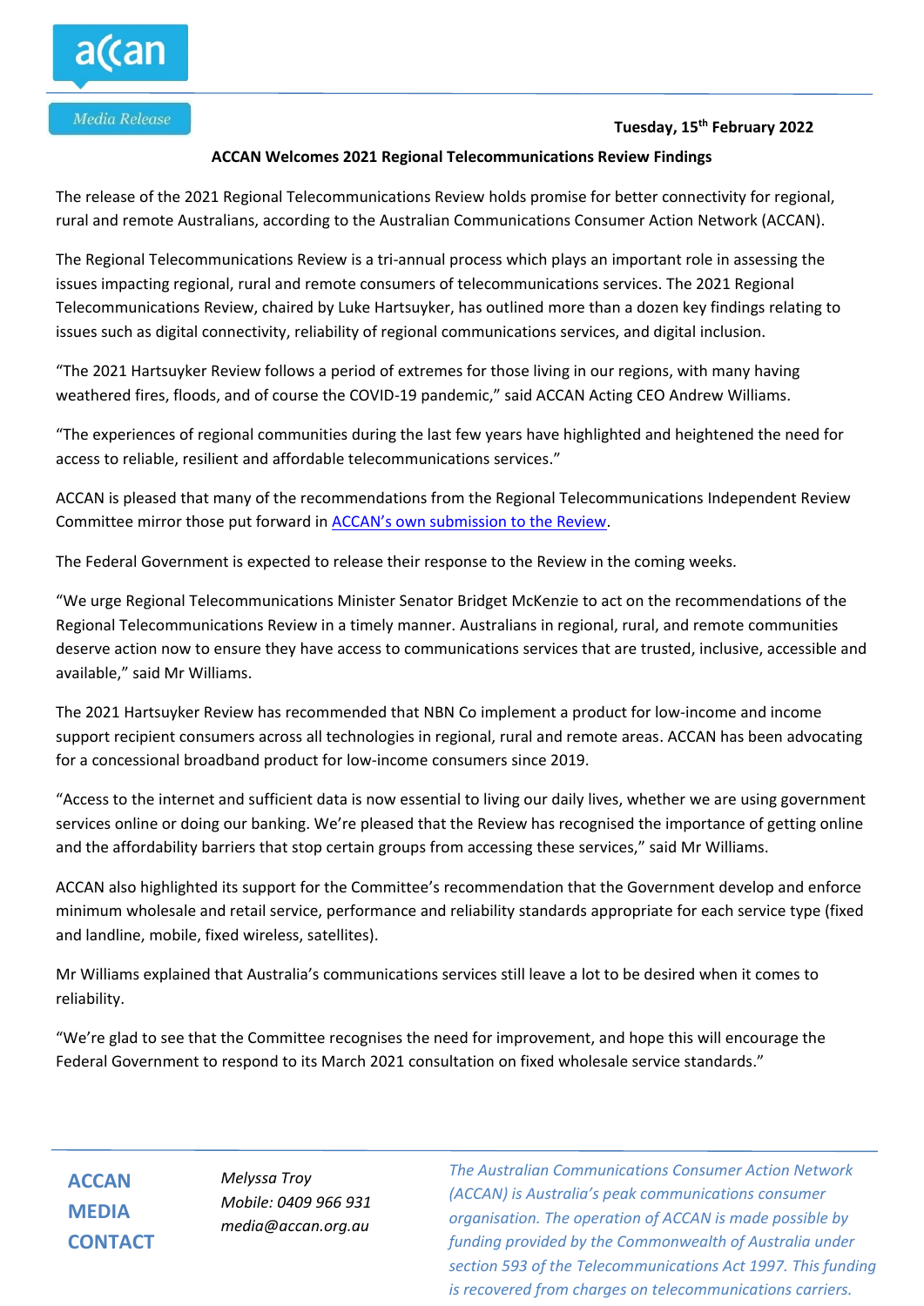Media Release

**Tuesday, 15th February 2022**

# ACCAN Welcomes 2021 Regional Telecommunications Review Findings

The release of the 2021 Regional Telecommunications Review holds promise for better connectivity for regional, rural and remote Australians, according to the Australian Communications Consumer Action Network (ACCAN).

The Regional Telecommunications Review is a tri-annual process which plays an important role in assessing the issues impacting regional, rural and remote consumers of telecommunications services. The 2021 Regional Telecommunications Review, chaired by Luke Hartsuyker, has outlined more than a dozen key findings relating to issues such as digital connectivity, reliability of regional communications services, and digital inclusion.

"The 2021 Hartsuyker Review follows a period of extremes for those living in our regions, with many having weathered fires, floods, and of course the COVID-19 pandemic," said ACCAN Acting CEO Andrew Williams.

"The experiences of regional communities during the last few years have highlighted and heightened the need for access to reliable, resilient and affordable telecommunications services."

ACCAN is pleased that many of the recommendations from the Regional Telecommunications Independent Review Committee mirror those put forward in ACCAN's own submission to the Review.

The Federal Government is expected to release their response to the Review in the coming weeks.

"We urge Regional Telecommunications Minister Senator Bridget McKenzie to act on the recommendations of the Regional Telecommunications Review in a timely manner. Australians in regional, rural, and remote communities deserve action now to ensure they have access to communications services that are trusted, inclusive, accessible and available," said Mr Williams.

The 2021 Hartsuyker Review has recommended that NBN Co implement a product for low-income and income support recipient consumers across all technologies in regional, rural and remote areas. ACCAN has been advocating for a concessional broadband product for low-income consumers since 2019.

"Access to the internet and sufficient data is now essential to living our daily lives, whether we are using government services online or doing our banking. We're pleased that the Review has recognised the importance of getting online and the affordability barriers that stop certain groups from accessing these services," said Mr Williams.

ACCAN also highlighted its support for the Committee's recommendation that the Government develop and enforce minimum wholesale and retail service, performance and reliability standards appropriate for each service type (fixed and landline, mobile, fixed wireless, satellites).

Mr Williams explained that Australia's communications services still leave a lot to be desired when it comes to reliability.

"We're glad to see that the Committee recognises the need for improvement, and hope this will encourage the Federal Government to respond to its March 2021 consultation on fixed wholesale service standards."

**ACCAN MEDIA CONTACT**

*Melyssa Troy*
*Mobile: 0409 966 931*
*media@accan.org.au*

*The Australian Communications Consumer Action Network (ACCAN) is Australia's peak communications consumer organisation. The operation of ACCAN is made possible by funding provided by the Commonwealth of Australia under section 593 of the Telecommunications Act 1997. This funding is recovered from charges on telecommunications carriers.*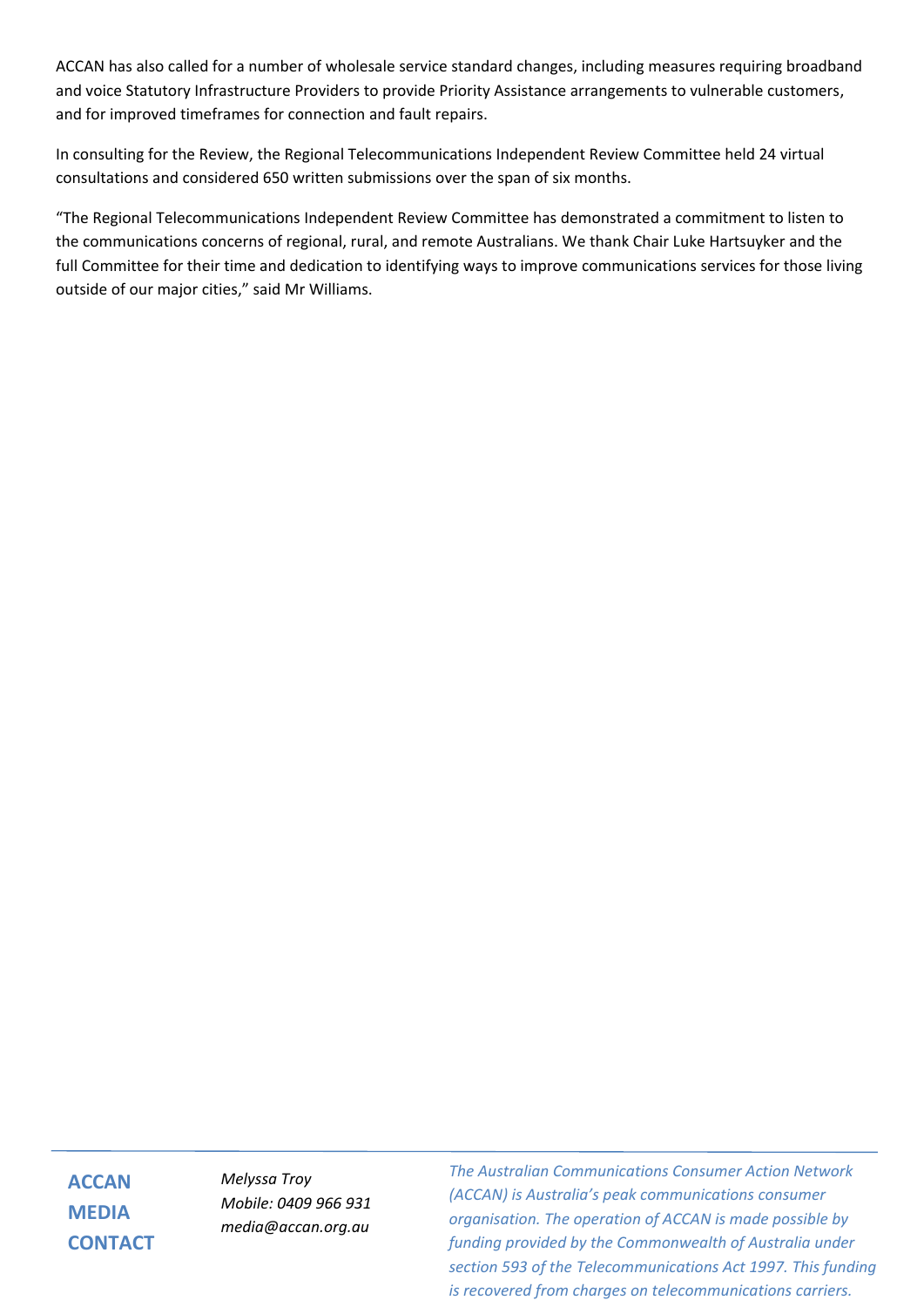ACCAN has also called for a number of wholesale service standard changes, including measures requiring broadband and voice Statutory Infrastructure Providers to provide Priority Assistance arrangements to vulnerable customers, and for improved timeframes for connection and fault repairs.

In consulting for the Review, the Regional Telecommunications Independent Review Committee held 24 virtual consultations and considered 650 written submissions over the span of six months.

"The Regional Telecommunications Independent Review Committee has demonstrated a commitment to listen to the communications concerns of regional, rural, and remote Australians. We thank Chair Luke Hartsuyker and the full Committee for their time and dedication to identifying ways to improve communications services for those living outside of our major cities," said Mr Williams.

---

**ACCAN MEDIA CONTACT**

*Melyssa Troy*
*Mobile: 0409 966 931*
*media@accan.org.au*

*The Australian Communications Consumer Action Network (ACCAN) is Australia's peak communications consumer organisation. The operation of ACCAN is made possible by funding provided by the Commonwealth of Australia under section 593 of the Telecommunications Act 1997. This funding is recovered from charges on telecommunications carriers.*